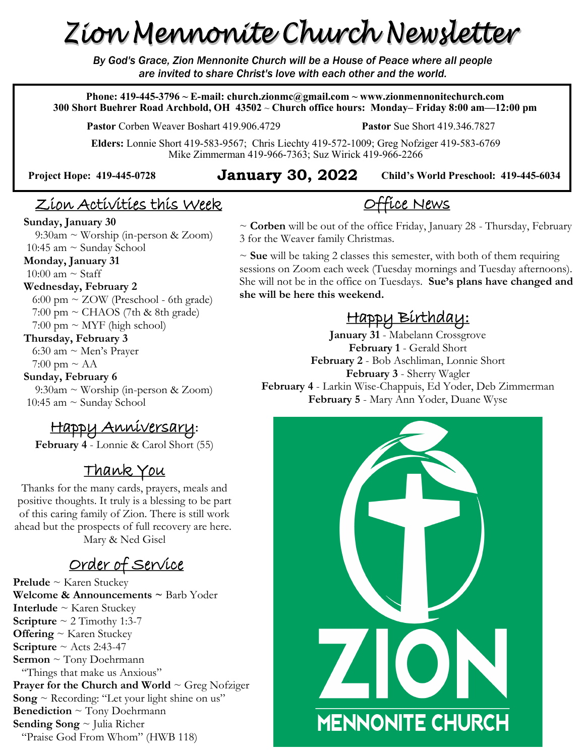# Zion Mennonite Church Newsletter

*By God's Grace, Zion Mennonite Church will be a House of Peace where all people are invited to share Christ's love with each other and the world.*

**Phone: 419-445-3796 ~ E-mail: church.zionmc@gmail.com ~ www.zionmennonitechurch.com**
**300 Short Buehrer Road Archbold, OH 43502 ~ Church office hours: Monday– Friday 8:00 am—12:00 pm**

**Pastor** Corben Weaver Boshart 419.906.4729 **Pastor** Sue Short 419.346.7827

**Elders:** Lonnie Short 419-583-9567; Chris Liechty 419-572-1009; Greg Nofziger 419-583-6769 Mike Zimmerman 419-966-7363; Suz Wirick 419-966-2266

**Project Hope: 419-445-0728** **January 30, 2022** **Child's World Preschool: 419-445-6034**

## Zion Activities this Week

**Sunday, January 30**
9:30am ~ Worship (in-person & Zoom)
10:45 am ~ Sunday School

**Monday, January 31**
10:00 am ~ Staff

**Wednesday, February 2**
6:00 pm ~ ZOW (Preschool - 6th grade)
7:00 pm ~ CHAOS (7th & 8th grade)
7:00 pm ~ MYF (high school)

**Thursday, February 3**
6:30 am ~ Men's Prayer
7:00 pm ~ AA

**Sunday, February 6**
9:30am ~ Worship (in-person & Zoom)
10:45 am ~ Sunday School

## Happy Anniversary:

**February 4** - Lonnie & Carol Short (55)

## Thank You

Thanks for the many cards, prayers, meals and positive thoughts. It truly is a blessing to be part of this caring family of Zion. There is still work ahead but the prospects of full recovery are here.
Mary & Ned Gisel

## Order of Service

**Prelude** ~ Karen Stuckey
**Welcome & Announcements ~** Barb Yoder
**Interlude** ~ Karen Stuckey
**Scripture** ~ 2 Timothy 1:3-7
**Offering** ~ Karen Stuckey
**Scripture** ~ Acts 2:43-47
**Sermon** ~ Tony Doehrmann
"Things that make us Anxious"
**Prayer for the Church and World** ~ Greg Nofziger
**Song** ~ Recording: "Let your light shine on us"
**Benediction** ~ Tony Doehrmann
**Sending Song** ~ Julia Richer
"Praise God From Whom" (HWB 118)

## Office News

~ **Corben** will be out of the office Friday, January 28 - Thursday, February 3 for the Weaver family Christmas.

~ **Sue** will be taking 2 classes this semester, with both of them requiring sessions on Zoom each week (Tuesday mornings and Tuesday afternoons). She will not be in the office on Tuesdays. **Sue's plans have changed and she will be here this weekend.**

## Happy Birthday:

**January 31** - Mabelann Crossgrove
**February 1** - Gerald Short
**February 2** - Bob Aschliman, Lonnie Short
**February 3** - Sherry Wagler
**February 4** - Larkin Wise-Chappuis, Ed Yoder, Deb Zimmerman
**February 5** - Mary Ann Yoder, Duane Wyse

ZION MENNONITE CHURCH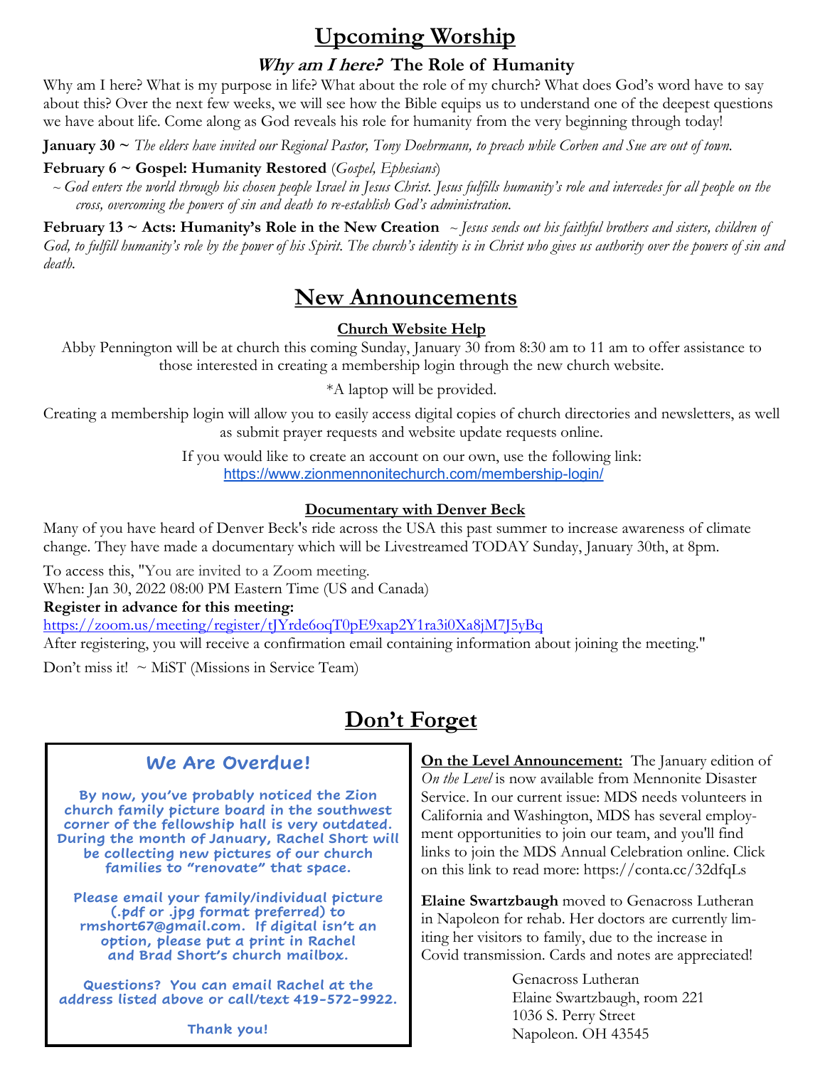# Upcoming Worship

### *Why am I here?* The Role of Humanity

Why am I here? What is my purpose in life? What about the role of my church? What does God's word have to say about this? Over the next few weeks, we will see how the Bible equips us to understand one of the deepest questions we have about life. Come along as God reveals his role for humanity from the very beginning through today!

**January 30 ~** *The elders have invited our Regional Pastor, Tony Doehrmann, to preach while Corben and Sue are out of town.*

**February 6 ~ Gospel: Humanity Restored** (*Gospel, Ephesians*)

~ *God enters the world through his chosen people Israel in Jesus Christ. Jesus fulfills humanity's role and intercedes for all people on the cross, overcoming the powers of sin and death to re-establish God's administration.*

**February 13 ~ Acts: Humanity's Role in the New Creation** ~ *Jesus sends out his faithful brothers and sisters, children of God, to fulfill humanity's role by the power of his Spirit. The church's identity is in Christ who gives us authority over the powers of sin and death.*

# New Announcements

### Church Website Help

Abby Pennington will be at church this coming Sunday, January 30 from 8:30 am to 11 am to offer assistance to those interested in creating a membership login through the new church website.

*A laptop will be provided.

Creating a membership login will allow you to easily access digital copies of church directories and newsletters, as well as submit prayer requests and website update requests online.

If you would like to create an account on our own, use the following link:
https://www.zionmennonitechurch.com/membership-login/

### Documentary with Denver Beck

Many of you have heard of Denver Beck's ride across the USA this past summer to increase awareness of climate change. They have made a documentary which will be Livestreamed TODAY Sunday, January 30th, at 8pm.

To access this, "You are invited to a Zoom meeting.
When: Jan 30, 2022 08:00 PM Eastern Time (US and Canada)
**Register in advance for this meeting:**
https://zoom.us/meeting/register/tJYrde6oqT0pE9xap2Y1ra3i0Xa8jM7J5yBq
After registering, you will receive a confirmation email containing information about joining the meeting."

Don't miss it! ~ MiST (Missions in Service Team)

# Don't Forget

### We Are Overdue!

**By now, you've probably noticed the Zion church family picture board in the southwest corner of the fellowship hall is very outdated. During the month of January, Rachel Short will be collecting new pictures of our church families to "renovate" that space.**

**Please email your family/individual picture (.pdf or .jpg format preferred) to rmshort67@gmail.com. If digital isn't an option, please put a print in Rachel and Brad Short's church mailbox.**

**Questions? You can email Rachel at the address listed above or call/text 419-572-9922.**

**Thank you!**

**On the Level Announcement:** The January edition of *On the Level* is now available from Mennonite Disaster Service. In our current issue: MDS needs volunteers in California and Washington, MDS has several employment opportunities to join our team, and you'll find links to join the MDS Annual Celebration online. Click on this link to read more: https://conta.cc/32dfqLs

**Elaine Swartzbaugh** moved to Genacross Lutheran in Napoleon for rehab. Her doctors are currently limiting her visitors to family, due to the increase in Covid transmission. Cards and notes are appreciated!

Genacross Lutheran
Elaine Swartzbaugh, room 221
1036 S. Perry Street
Napoleon. OH 43545